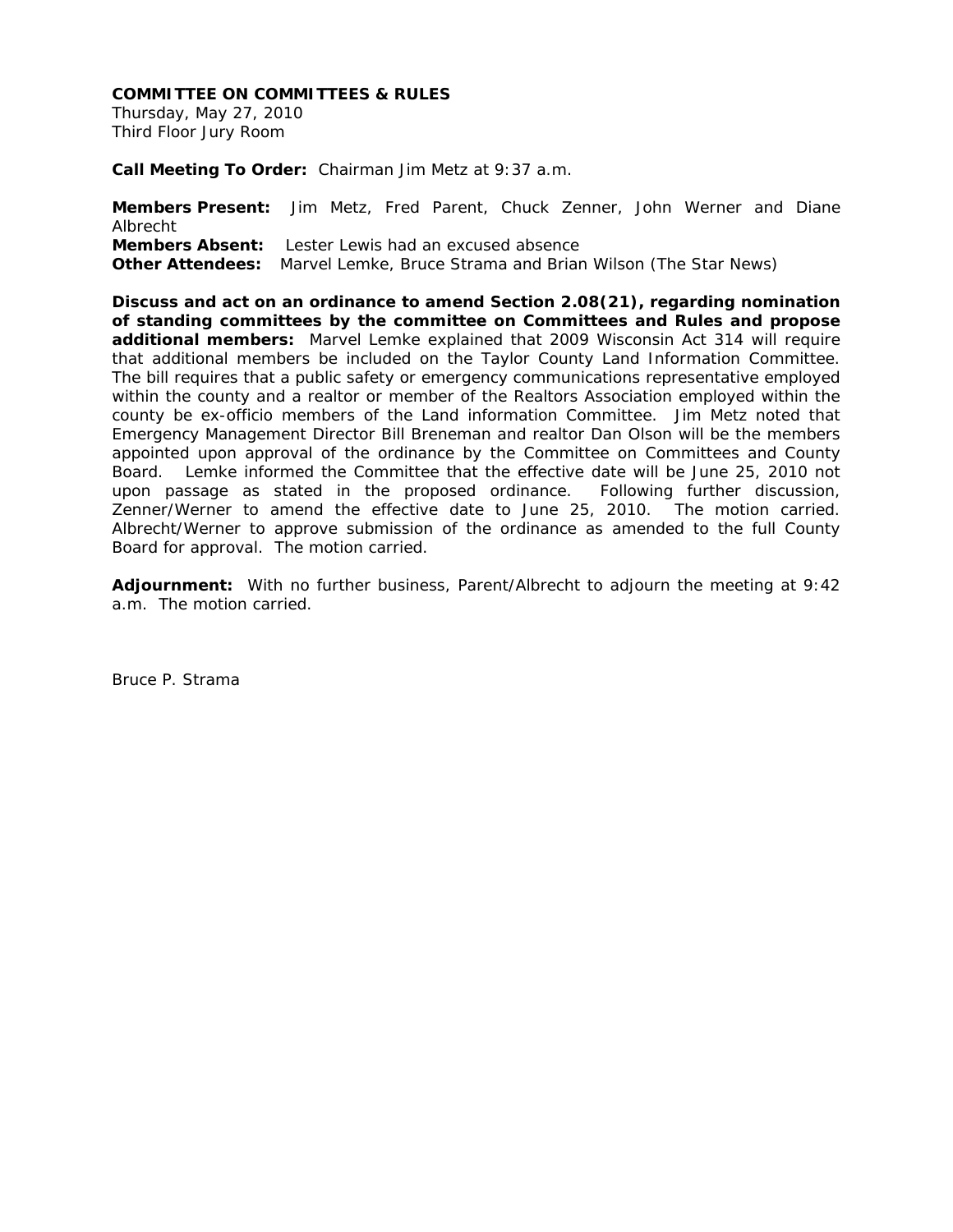**COMMITTEE ON COMMITTEES & RULES**
Thursday, May 27, 2010
Third Floor Jury Room

**Call Meeting To Order:** Chairman Jim Metz at 9:37 a.m.

**Members Present:** Jim Metz, Fred Parent, Chuck Zenner, John Werner and Diane Albrecht
**Members Absent:** Lester Lewis had an excused absence
**Other Attendees:** Marvel Lemke, Bruce Strama and Brian Wilson (The Star News)

**Discuss and act on an ordinance to amend Section 2.08(21), regarding nomination of standing committees by the committee on Committees and Rules and propose additional members:** Marvel Lemke explained that 2009 Wisconsin Act 314 will require that additional members be included on the Taylor County Land Information Committee. The bill requires that a public safety or emergency communications representative employed within the county and a realtor or member of the Realtors Association employed within the county be ex-officio members of the Land information Committee. Jim Metz noted that Emergency Management Director Bill Breneman and realtor Dan Olson will be the members appointed upon approval of the ordinance by the Committee on Committees and County Board. Lemke informed the Committee that the effective date will be June 25, 2010 not upon passage as stated in the proposed ordinance. Following further discussion, Zenner/Werner to amend the effective date to June 25, 2010. The motion carried. Albrecht/Werner to approve submission of the ordinance as amended to the full County Board for approval. The motion carried.

**Adjournment:** With no further business, Parent/Albrecht to adjourn the meeting at 9:42 a.m. The motion carried.

Bruce P. Strama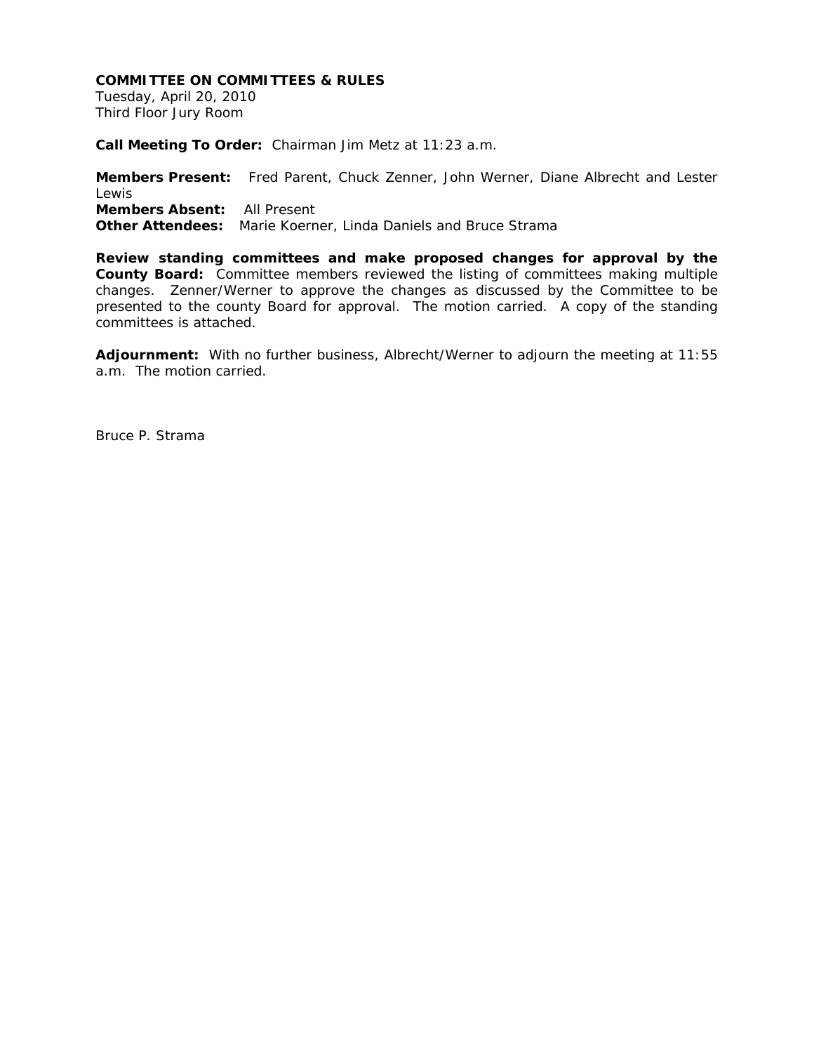**COMMITTEE ON COMMITTEES & RULES**
Tuesday, April 20, 2010
Third Floor Jury Room

**Call Meeting To Order:** Chairman Jim Metz at 11:23 a.m.

**Members Present:** Fred Parent, Chuck Zenner, John Werner, Diane Albrecht and Lester Lewis
**Members Absent:** All Present
**Other Attendees:** Marie Koerner, Linda Daniels and Bruce Strama

**Review standing committees and make proposed changes for approval by the County Board:** Committee members reviewed the listing of committees making multiple changes. Zenner/Werner to approve the changes as discussed by the Committee to be presented to the county Board for approval. The motion carried. A copy of the standing committees is attached.

**Adjournment:** With no further business, Albrecht/Werner to adjourn the meeting at 11:55 a.m. The motion carried.

Bruce P. Strama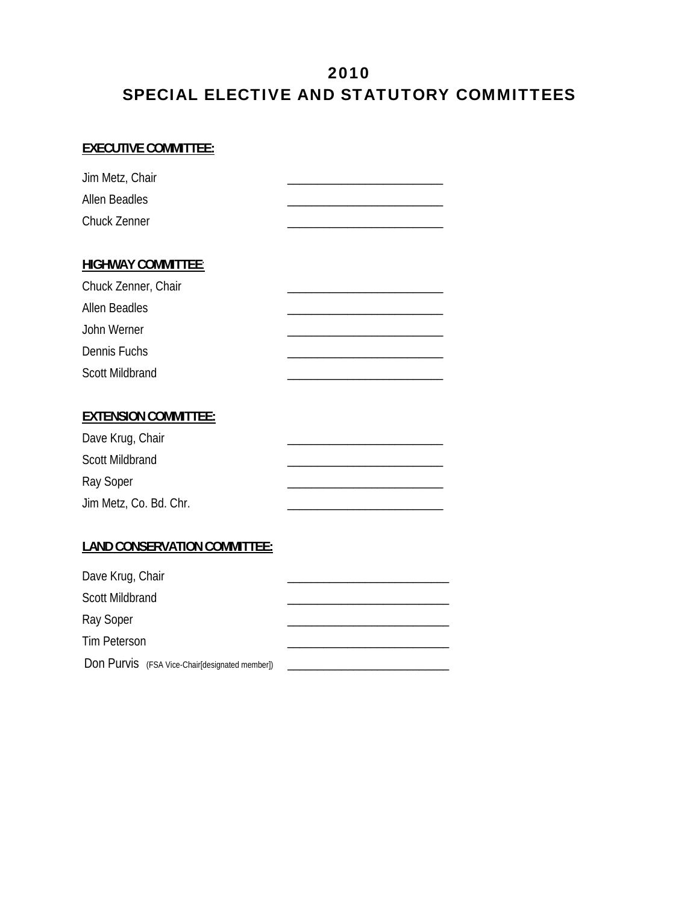# 2010
# SPECIAL ELECTIVE AND STATUTORY COMMITTEES

**EXECUTIVE COMMITTEE:**

| | |
|---|---|
| Jim Metz, Chair | ________________________ |
| Allen Beadles | ________________________ |
| Chuck Zenner | ________________________ |

**HIGHWAY COMMITTEE:**

| | |
|---|---|
| Chuck Zenner, Chair | ________________________ |
| Allen Beadles | ________________________ |
| John Werner | ________________________ |
| Dennis Fuchs | ________________________ |
| Scott Mildbrand | ________________________ |

**EXTENSION COMMITTEE:**

| | |
|---|---|
| Dave Krug, Chair | ________________________ |
| Scott Mildbrand | ________________________ |
| Ray Soper | ________________________ |
| Jim Metz, Co. Bd. Chr. | ________________________ |

**LAND CONSERVATION COMMITTEE:**

| | |
|---|---|
| Dave Krug, Chair | ________________________ |
| Scott Mildbrand | ________________________ |
| Ray Soper | ________________________ |
| Tim Peterson | ________________________ |
| Don Purvis (FSA Vice-Chair[designated member]) | ________________________ |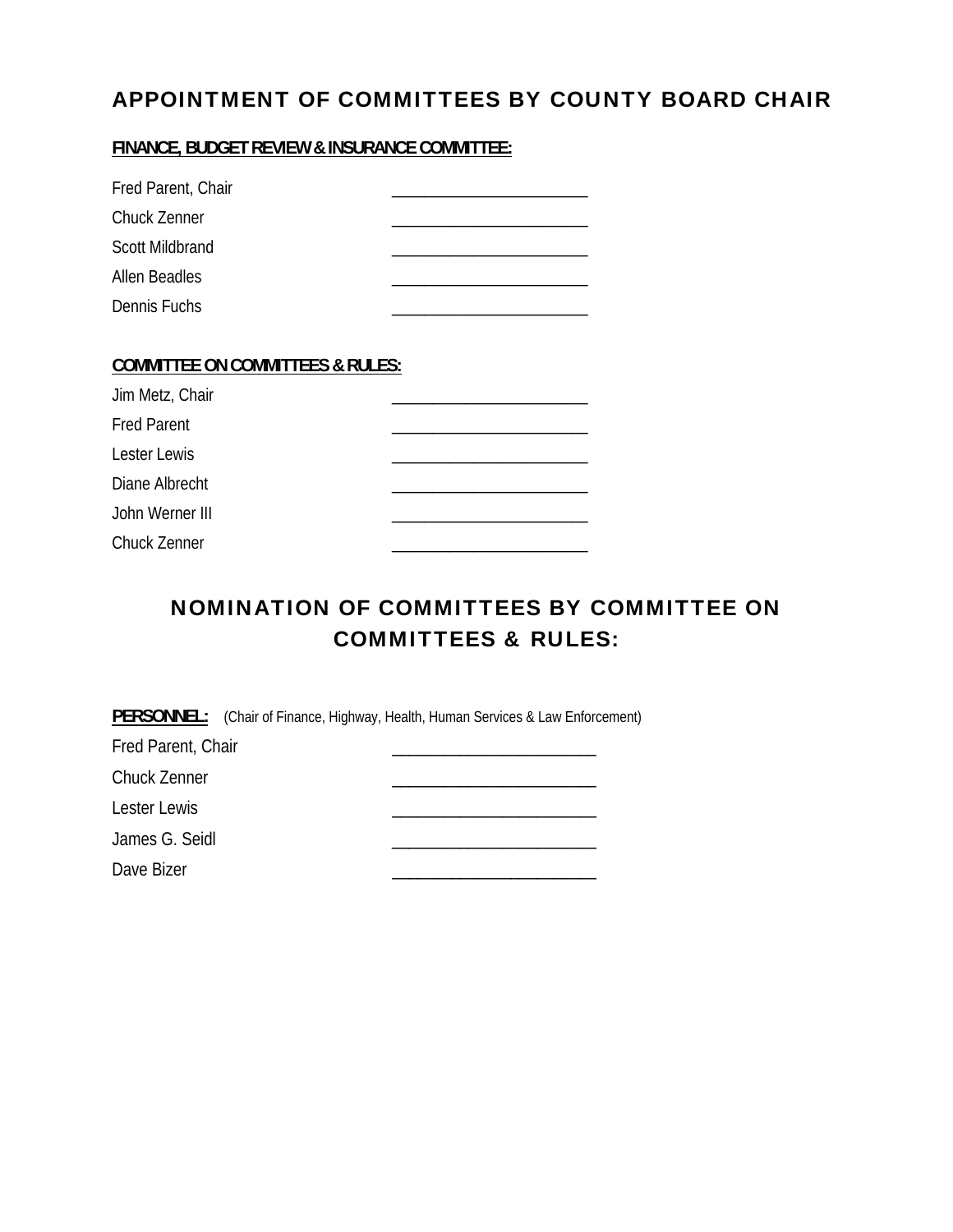# APPOINTMENT OF COMMITTEES BY COUNTY BOARD CHAIR

**FINANCE, BUDGET REVIEW & INSURANCE COMMITTEE:**

Fred Parent, Chair ______________________

Chuck Zenner ______________________

Scott Mildbrand ______________________

Allen Beadles ______________________

Dennis Fuchs ______________________

**COMMITTEE ON COMMITTEES & RULES:**

Jim Metz, Chair ______________________

Fred Parent ______________________

Lester Lewis ______________________

Diane Albrecht ______________________

John Werner III ______________________

Chuck Zenner ______________________

# NOMINATION OF COMMITTEES BY COMMITTEE ON COMMITTEES & RULES:

**PERSONNEL:** (Chair of Finance, Highway, Health, Human Services & Law Enforcement)

Fred Parent, Chair ______________________

Chuck Zenner ______________________

Lester Lewis ______________________

James G. Seidl ______________________

Dave Bizer ______________________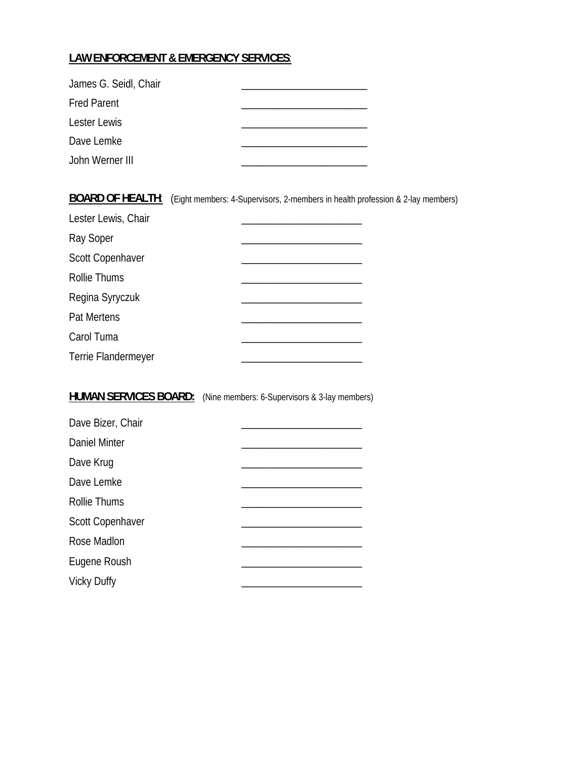**LAW ENFORCEMENT & EMERGENCY SERVICES**:

James G. Seidl, Chair ______________________

Fred Parent ______________________

Lester Lewis ______________________

Dave Lemke ______________________

John Werner III ______________________

**BOARD OF HEALTH**: (Eight members: 4-Supervisors, 2-members in health profession & 2-lay members)

Lester Lewis, Chair ______________________

Ray Soper ______________________

Scott Copenhaver ______________________

Rollie Thums ______________________

Regina Syryczuk ______________________

Pat Mertens ______________________

Carol Tuma ______________________

Terrie Flandermeyer ______________________

**HUMAN SERVICES BOARD:** (Nine members: 6-Supervisors & 3-lay members)

Dave Bizer, Chair ______________________

Daniel Minter ______________________

Dave Krug ______________________

Dave Lemke ______________________

Rollie Thums ______________________

Scott Copenhaver ______________________

Rose Madlon ______________________

Eugene Roush ______________________

Vicky Duffy ______________________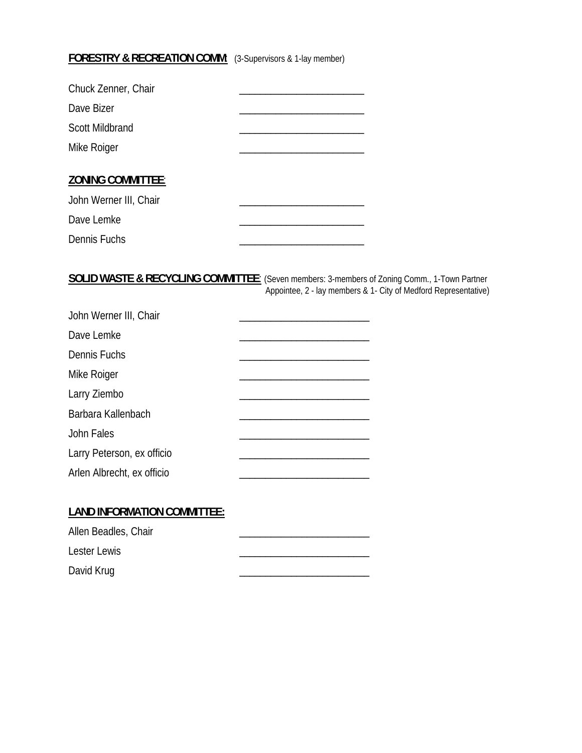**FORESTRY & RECREATION COMM:** (3-Supervisors & 1-lay member)

Chuck Zenner, Chair ________________________

Dave Bizer ________________________

Scott Mildbrand ________________________

Mike Roiger ________________________

**ZONING COMMITTEE:**

John Werner III, Chair ________________________

Dave Lemke ________________________

Dennis Fuchs ________________________

**SOLID WASTE & RECYCLING COMMITTEE:** (Seven members: 3-members of Zoning Comm., 1-Town Partner Appointee, 2 - lay members & 1- City of Medford Representative)

John Werner III, Chair ________________________

Dave Lemke ________________________

Dennis Fuchs ________________________

Mike Roiger ________________________

Larry Ziembo ________________________

Barbara Kallenbach ________________________

John Fales ________________________

Larry Peterson, ex officio ________________________

Arlen Albrecht, ex officio ________________________

**LAND INFORMATION COMMITTEE:**

Allen Beadles, Chair ________________________

Lester Lewis ________________________

David Krug ________________________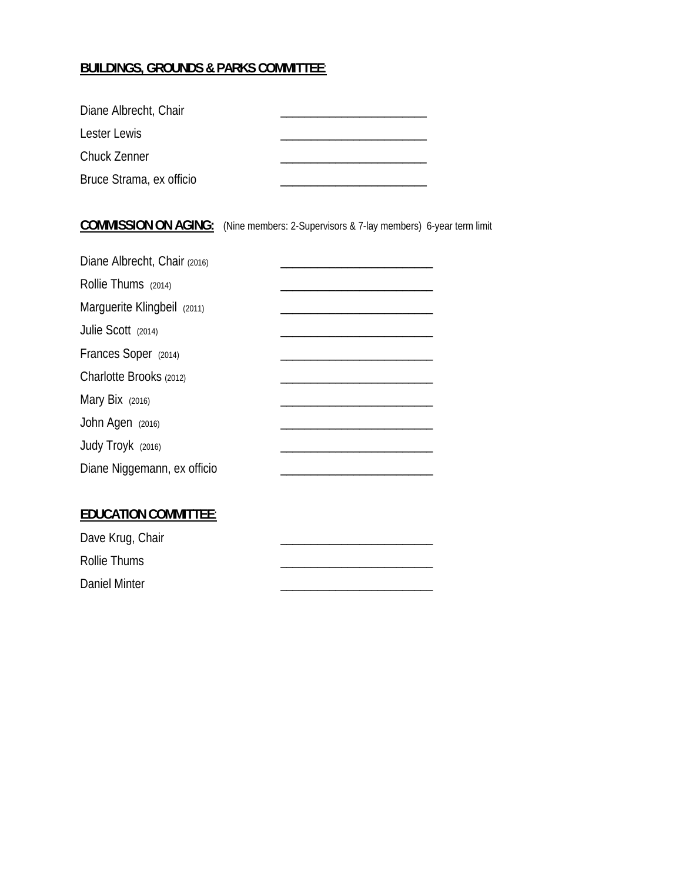**BUILDINGS, GROUNDS & PARKS COMMITTEE**:

Diane Albrecht, Chair ________________________

Lester Lewis ________________________

Chuck Zenner ________________________

Bruce Strama, ex officio ________________________

**COMMISSION ON AGING:** (Nine members: 2-Supervisors & 7-lay members) 6-year term limit

Diane Albrecht, Chair (2016) ________________________

Rollie Thums (2014) ________________________

Marguerite Klingbeil (2011) ________________________

Julie Scott (2014) ________________________

Frances Soper (2014) ________________________

Charlotte Brooks (2012) ________________________

Mary Bix (2016) ________________________

John Agen (2016) ________________________

Judy Troyk (2016) ________________________

Diane Niggemann, ex officio ________________________

**EDUCATION COMMITTEE**:

Dave Krug, Chair ________________________

Rollie Thums ________________________

Daniel Minter ________________________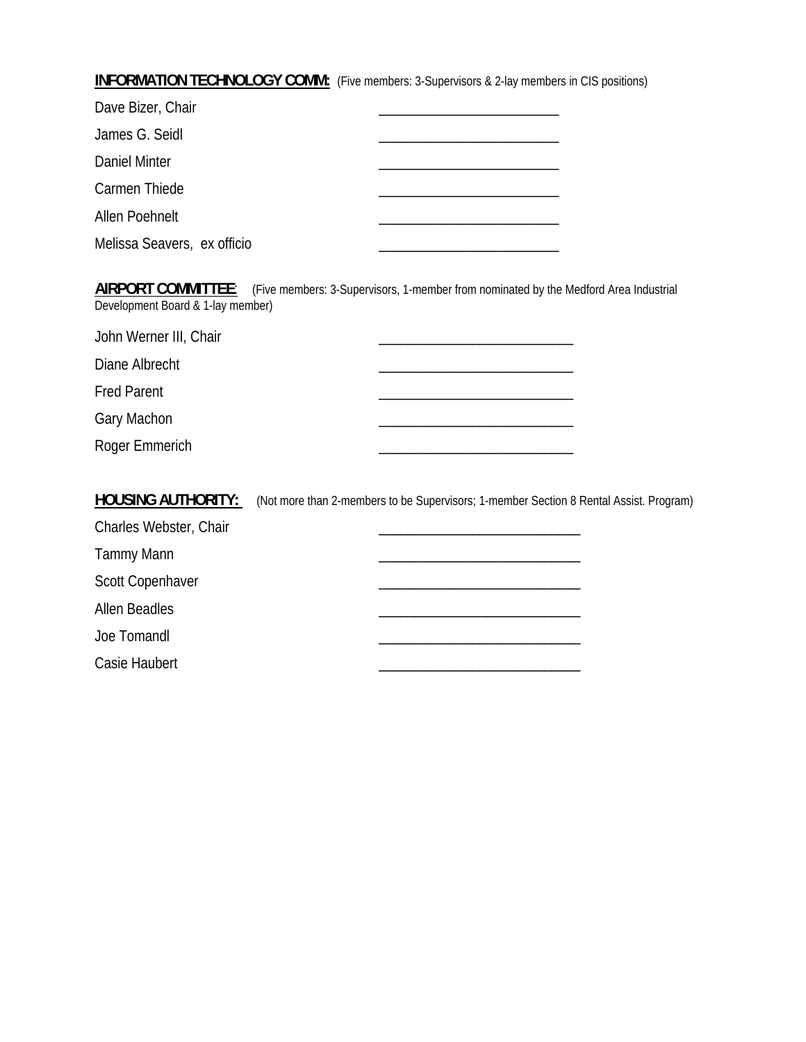**INFORMATION TECHNOLOGY COMM:** (Five members: 3-Supervisors & 2-lay members in CIS positions)

Dave Bizer, Chair ________________________

James G. Seidl ________________________

Daniel Minter ________________________

Carmen Thiede ________________________

Allen Poehnelt ________________________

Melissa Seavers, ex officio ________________________

**AIRPORT COMMITTEE**: (Five members: 3-Supervisors, 1-member from nominated by the Medford Area Industrial Development Board & 1-lay member)

John Werner III, Chair __________________________

Diane Albrecht __________________________

Fred Parent __________________________

Gary Machon __________________________

Roger Emmerich __________________________

**HOUSING AUTHORITY:** (Not more than 2-members to be Supervisors; 1-member Section 8 Rental Assist. Program)

Charles Webster, Chair ___________________________

Tammy Mann ___________________________

Scott Copenhaver ___________________________

Allen Beadles ___________________________

Joe Tomandl ___________________________

Casie Haubert ___________________________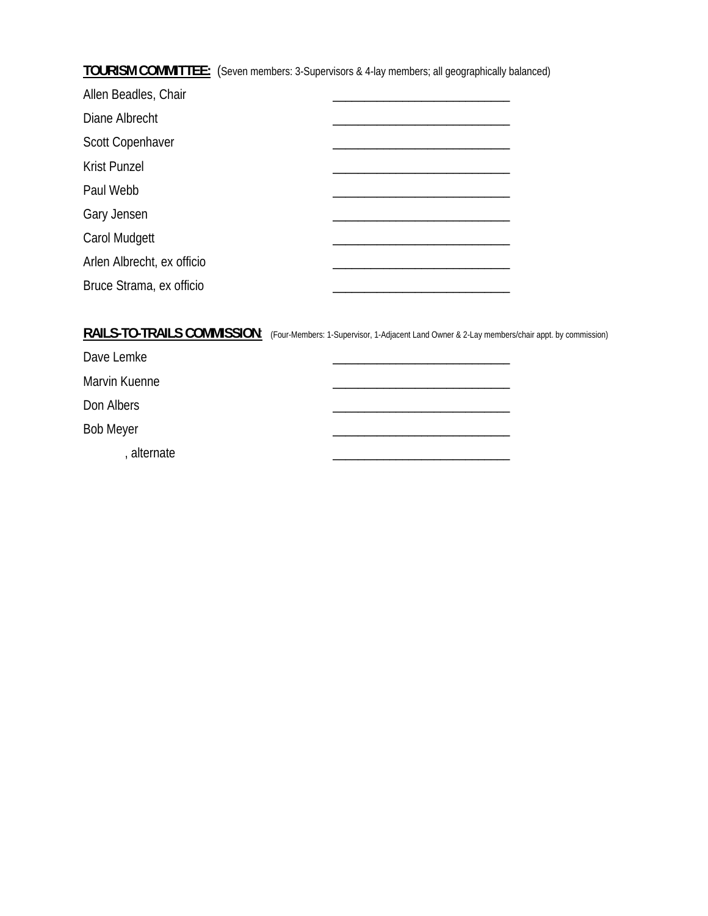**<u>TOURISM COMMITTEE:</u>** (Seven members: 3-Supervisors & 4-lay members; all geographically balanced)

Allen Beadles, Chair ______________________________

Diane Albrecht ______________________________

Scott Copenhaver ______________________________

Krist Punzel ______________________________

Paul Webb ______________________________

Gary Jensen ______________________________

Carol Mudgett ______________________________

Arlen Albrecht, ex officio ______________________________

Bruce Strama, ex officio ______________________________

**<u>RAILS-TO-TRAILS COMMISSION</u>**: (Four-Members: 1-Supervisor, 1-Adjacent Land Owner & 2-Lay members/chair appt. by commission)

Dave Lemke ______________________________

Marvin Kuenne ______________________________

Don Albers ______________________________

Bob Meyer ______________________________

, alternate ______________________________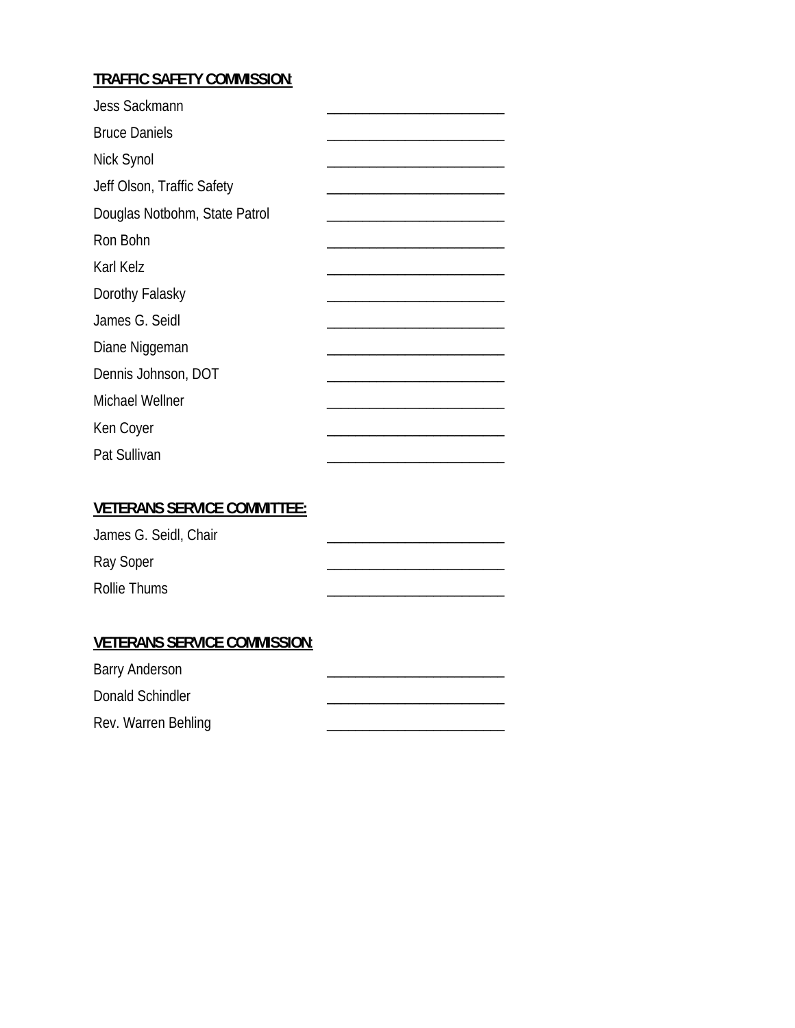**TRAFFIC SAFETY COMMISSION:**

| | |
|---|---|
| Jess Sackmann | ________________________ |
| Bruce Daniels | ________________________ |
| Nick Synol | ________________________ |
| Jeff Olson, Traffic Safety | ________________________ |
| Douglas Notbohm, State Patrol | ________________________ |
| Ron Bohn | ________________________ |
| Karl Kelz | ________________________ |
| Dorothy Falasky | ________________________ |
| James G. Seidl | ________________________ |
| Diane Niggeman | ________________________ |
| Dennis Johnson, DOT | ________________________ |
| Michael Wellner | ________________________ |
| Ken Coyer | ________________________ |
| Pat Sullivan | ________________________ |

**VETERANS SERVICE COMMITTEE:**

| | |
|---|---|
| James G. Seidl, Chair | ________________________ |
| Ray Soper | ________________________ |
| Rollie Thums | ________________________ |

**VETERANS SERVICE COMMISSION:**

| | |
|---|---|
| Barry Anderson | ________________________ |
| Donald Schindler | ________________________ |
| Rev. Warren Behling | ________________________ |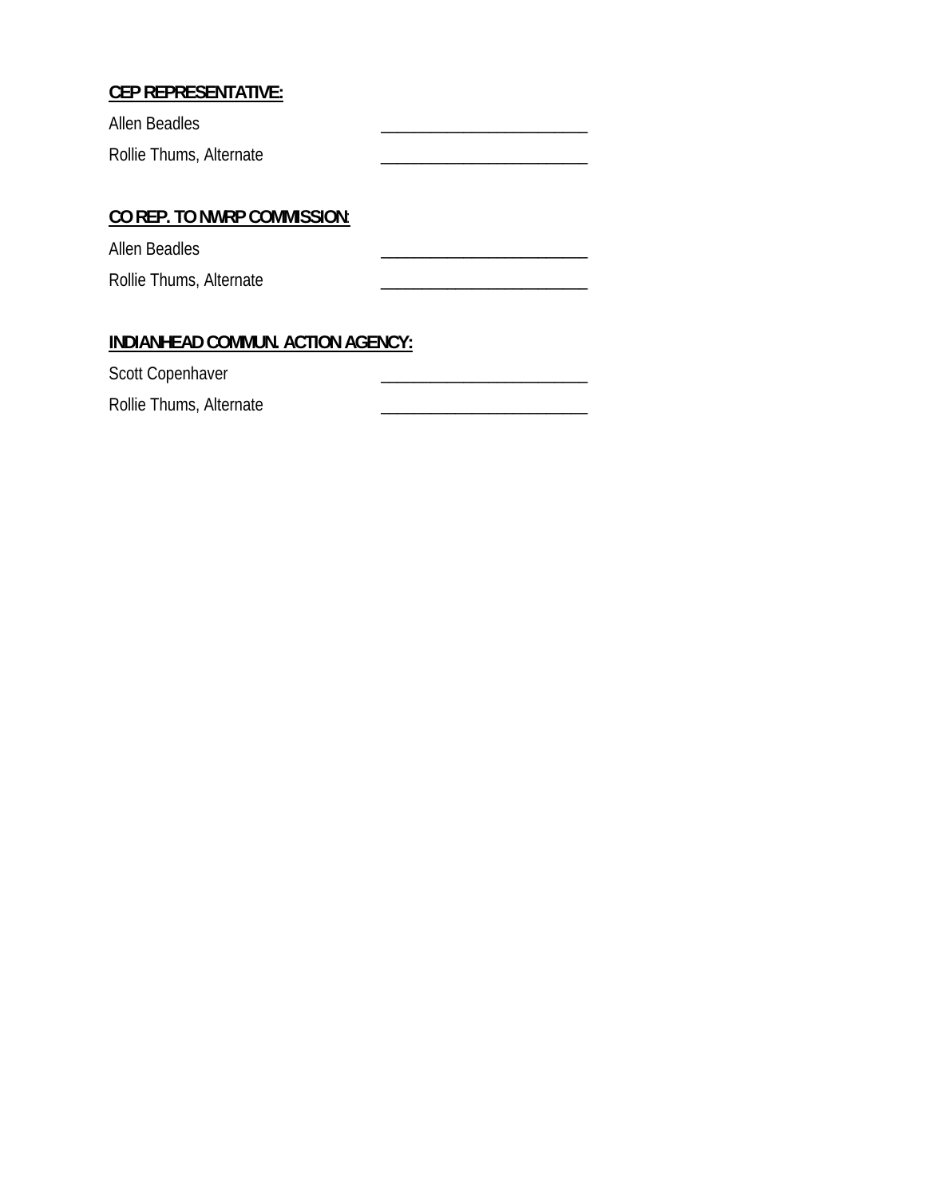**CEP REPRESENTATIVE:**

Allen Beadles ________________________

Rollie Thums, Alternate ________________________

**CO REP. TO NWRP COMMISSION:**

Allen Beadles ________________________

Rollie Thums, Alternate ________________________

**INDIANHEAD COMMUN. ACTION AGENCY:**

Scott Copenhaver ________________________

Rollie Thums, Alternate ________________________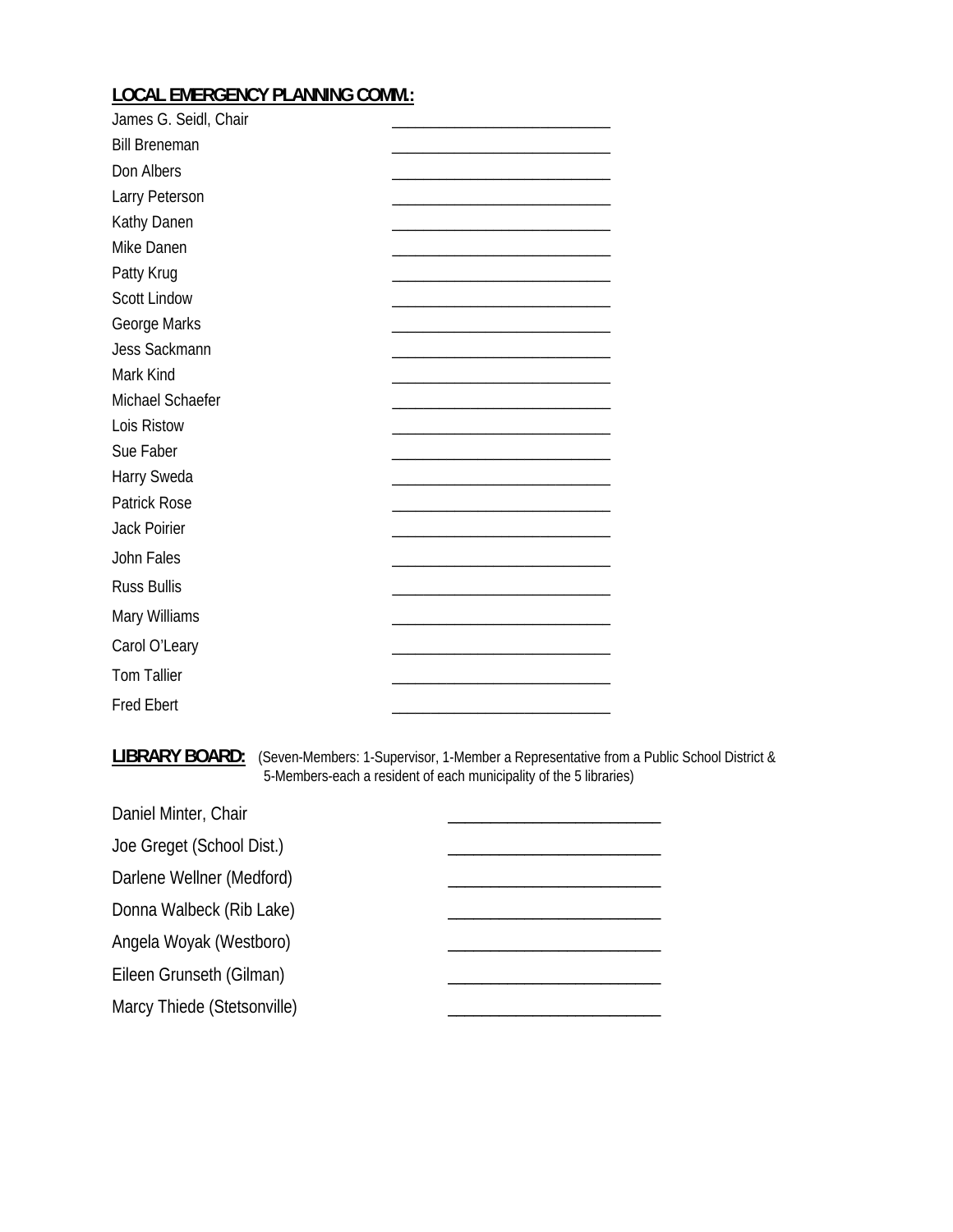**LOCAL EMERGENCY PLANNING COMM.:**

| | |
|---|---|
| James G. Seidl, Chair | ___________________________ |
| Bill Breneman | ___________________________ |
| Don Albers | ___________________________ |
| Larry Peterson | ___________________________ |
| Kathy Danen | ___________________________ |
| Mike Danen | ___________________________ |
| Patty Krug | ___________________________ |
| Scott Lindow | ___________________________ |
| George Marks | ___________________________ |
| Jess Sackmann | ___________________________ |
| Mark Kind | ___________________________ |
| Michael Schaefer | ___________________________ |
| Lois Ristow | ___________________________ |
| Sue Faber | ___________________________ |
| Harry Sweda | ___________________________ |
| Patrick Rose | ___________________________ |
| Jack Poirier | ___________________________ |
| John Fales | ___________________________ |
| Russ Bullis | ___________________________ |
| Mary Williams | ___________________________ |
| Carol O'Leary | ___________________________ |
| Tom Tallier | ___________________________ |
| Fred Ebert | ___________________________ |

**LIBRARY BOARD:** (Seven-Members: 1-Supervisor, 1-Member a Representative from a Public School District & 5-Members-each a resident of each municipality of the 5 libraries)

| | |
|---|---|
| Daniel Minter, Chair | _________________________ |
| Joe Greget (School Dist.) | _________________________ |
| Darlene Wellner (Medford) | _________________________ |
| Donna Walbeck (Rib Lake) | _________________________ |
| Angela Woyak (Westboro) | _________________________ |
| Eileen Grunseth (Gilman) | _________________________ |
| Marcy Thiede (Stetsonville) | _________________________ |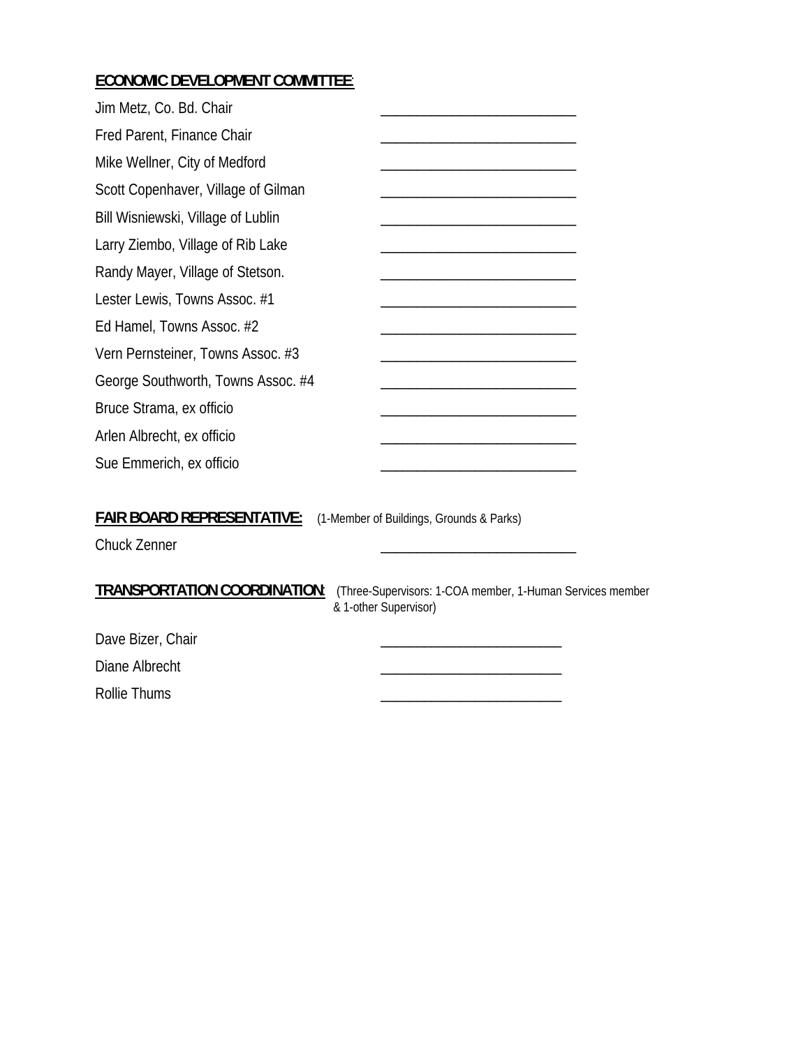**ECONOMIC DEVELOPMENT COMMITTEE:**

Jim Metz, Co. Bd. Chair ___________________________

Fred Parent, Finance Chair ___________________________

Mike Wellner, City of Medford ___________________________

Scott Copenhaver, Village of Gilman ___________________________

Bill Wisniewski, Village of Lublin ___________________________

Larry Ziembo, Village of Rib Lake ___________________________

Randy Mayer, Village of Stetson. ___________________________

Lester Lewis, Towns Assoc. #1 ___________________________

Ed Hamel, Towns Assoc. #2 ___________________________

Vern Pernsteiner, Towns Assoc. #3 ___________________________

George Southworth, Towns Assoc. #4 ___________________________

Bruce Strama, ex officio ___________________________

Arlen Albrecht, ex officio ___________________________

Sue Emmerich, ex officio ___________________________

**FAIR BOARD REPRESENTATIVE:** (1-Member of Buildings, Grounds & Parks)

Chuck Zenner ___________________________

**TRANSPORTATION COORDINATION:** (Three-Supervisors: 1-COA member, 1-Human Services member & 1-other Supervisor)

Dave Bizer, Chair _________________________

Diane Albrecht _________________________

Rollie Thums _________________________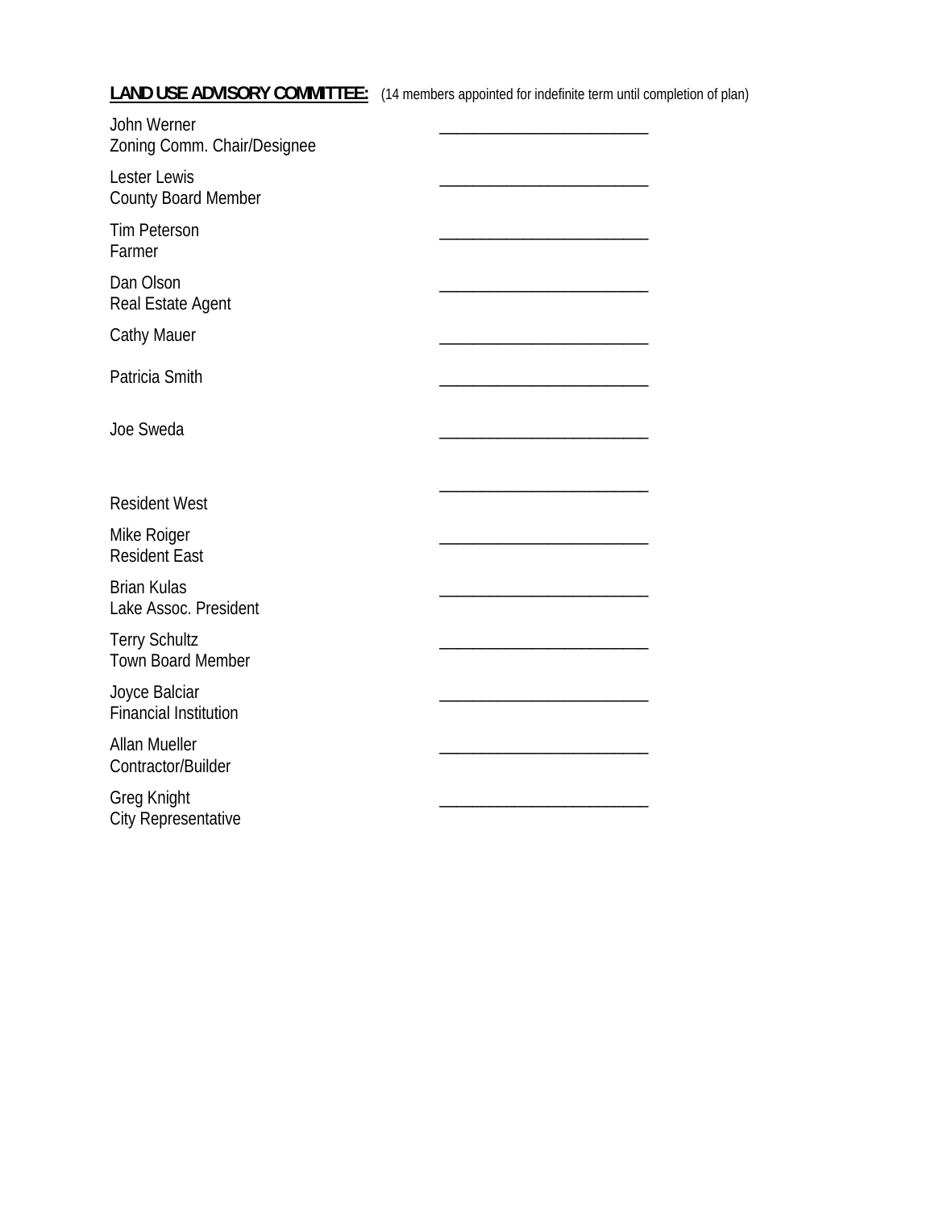**LAND USE ADVISORY COMMITTEE:** (14 members appointed for indefinite term until completion of plan)

John Werner
Zoning Comm. Chair/Designee ________________________

Lester Lewis
County Board Member ________________________

Tim Peterson
Farmer ________________________

Dan Olson
Real Estate Agent ________________________

Cathy Mauer ________________________

Patricia Smith ________________________

Joe Sweda ________________________

________________________
Resident West

Mike Roiger
Resident East ________________________

Brian Kulas
Lake Assoc. President ________________________

Terry Schultz
Town Board Member ________________________

Joyce Balciar
Financial Institution ________________________

Allan Mueller
Contractor/Builder ________________________

Greg Knight
City Representative ________________________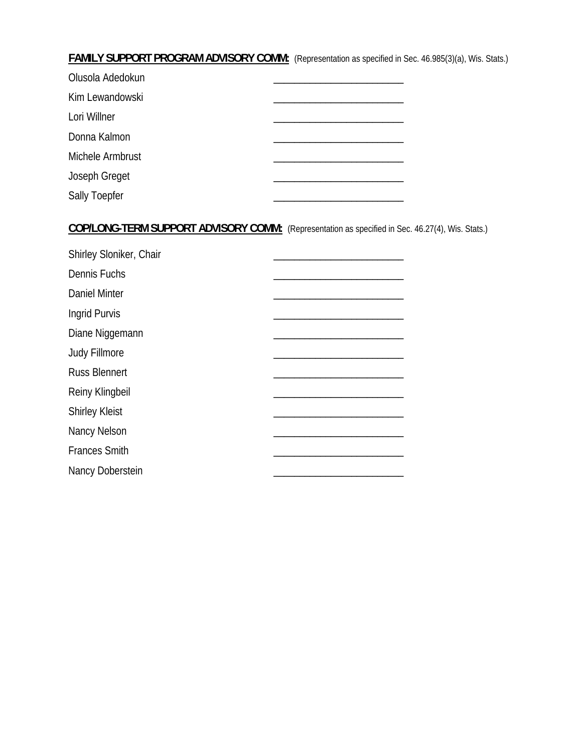**<u>FAMILY SUPPORT PROGRAM ADVISORY COMM:</u>** (Representation as specified in Sec. 46.985(3)(a), Wis. Stats.)

Olusola Adedokun ________________________

Kim Lewandowski ________________________

Lori Willner ________________________

Donna Kalmon ________________________

Michele Armbrust ________________________

Joseph Greget ________________________

Sally Toepfer ________________________

**<u>COP/LONG-TERM SUPPORT ADVISORY COMM:</u>** (Representation as specified in Sec. 46.27(4), Wis. Stats.)

Shirley Sloniker, Chair ________________________

Dennis Fuchs ________________________

Daniel Minter ________________________

Ingrid Purvis ________________________

Diane Niggemann ________________________

Judy Fillmore ________________________

Russ Blennert ________________________

Reiny Klingbeil ________________________

Shirley Kleist ________________________

Nancy Nelson ________________________

Frances Smith ________________________

Nancy Doberstein ________________________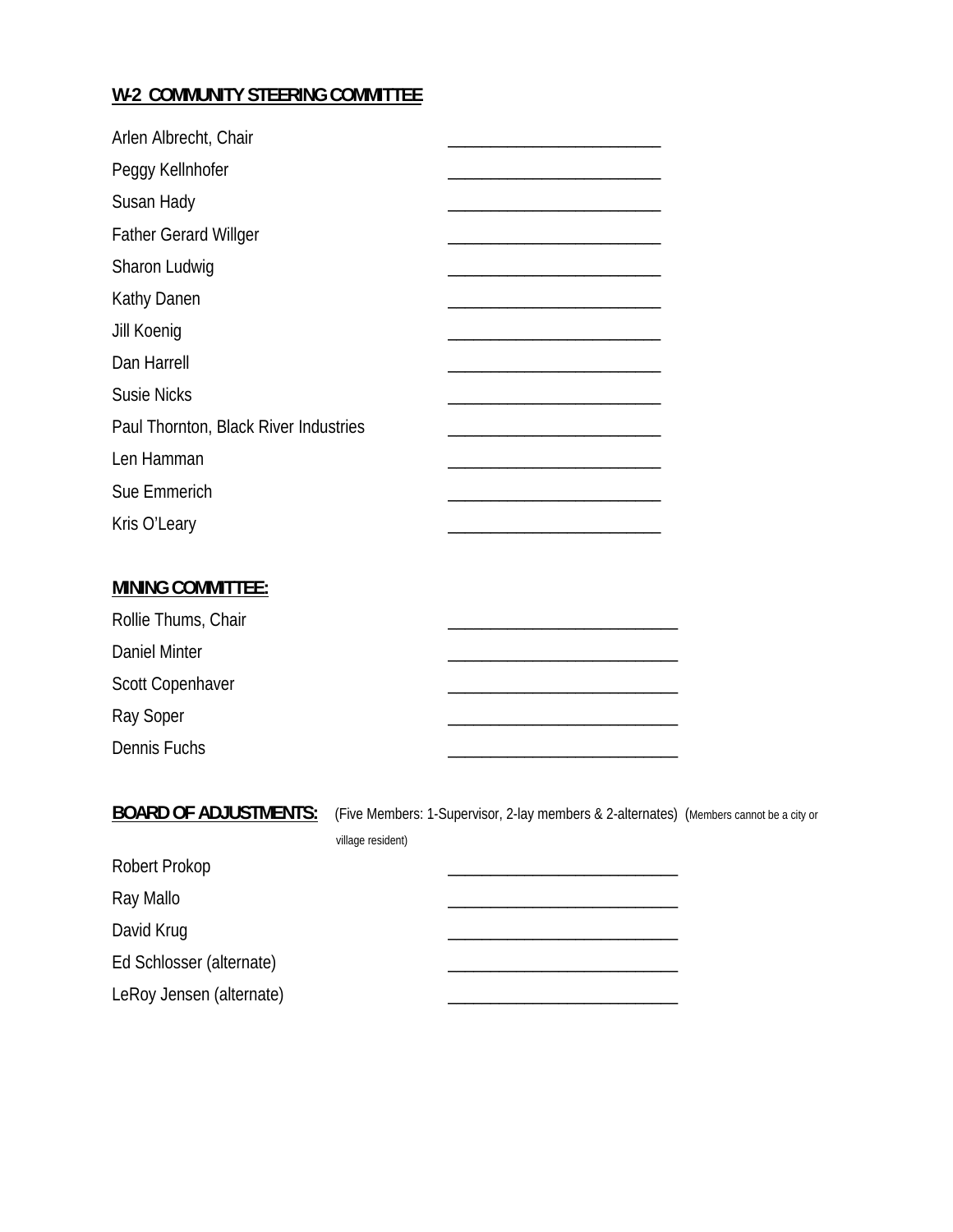**W-2 COMMUNITY STEERING COMMITTEE**

Arlen Albrecht, Chair ________________________

Peggy Kellnhofer ________________________

Susan Hady ________________________

Father Gerard Willger ________________________

Sharon Ludwig ________________________

Kathy Danen ________________________

Jill Koenig ________________________

Dan Harrell ________________________

Susie Nicks ________________________

Paul Thornton, Black River Industries ________________________

Len Hamman ________________________

Sue Emmerich ________________________

Kris O'Leary ________________________

**MINING COMMITTEE:**

Rollie Thums, Chair ________________________

Daniel Minter ________________________

Scott Copenhaver ________________________

Ray Soper ________________________

Dennis Fuchs ________________________

**BOARD OF ADJUSTMENTS:** (Five Members: 1-Supervisor, 2-lay members & 2-alternates) (Members cannot be a city or village resident)

Robert Prokop ________________________

Ray Mallo ________________________

David Krug ________________________

Ed Schlosser (alternate) ________________________

LeRoy Jensen (alternate) ________________________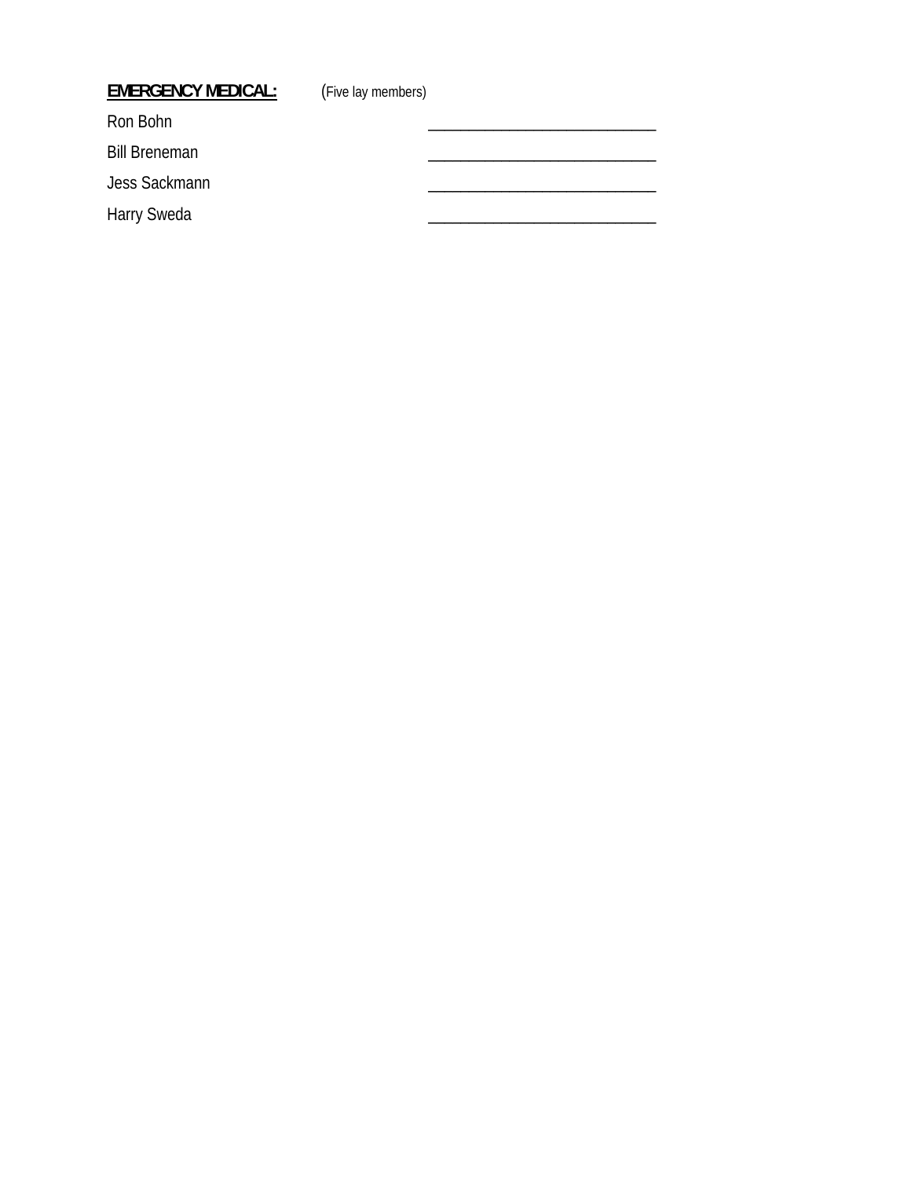**EMERGENCY MEDICAL:** (Five lay members)

| | |
|---|---|
| Ron Bohn | ____________________________ |
| Bill Breneman | ____________________________ |
| Jess Sackmann | ____________________________ |
| Harry Sweda | ____________________________ |